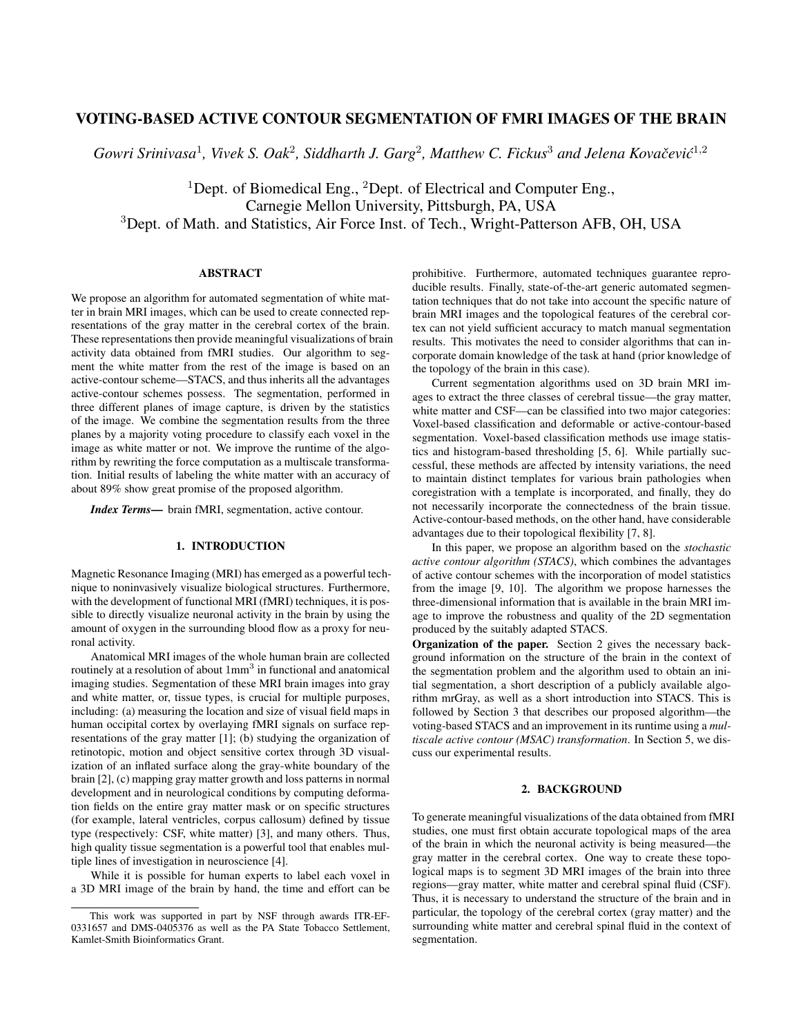# VOTING-BASED ACTIVE CONTOUR SEGMENTATION OF FMRI IMAGES OF THE BRAIN

*Gowri Srinivasa*[1]*, Vivek S. Oak*[2]*, Siddharth J. Garg*[2]*, Matthew C. Fickus*[3] *and Jelena Kovačević*[1,2]

[1]Dept. of Biomedical Eng., [2]Dept. of Electrical and Computer Eng.,
Carnegie Mellon University, Pittsburgh, PA, USA
[3]Dept. of Math. and Statistics, Air Force Inst. of Tech., Wright-Patterson AFB, OH, USA

## ABSTRACT

We propose an algorithm for automated segmentation of white matter in brain MRI images, which can be used to create connected representations of the gray matter in the cerebral cortex of the brain. These representations then provide meaningful visualizations of brain activity data obtained from fMRI studies. Our algorithm to segment the white matter from the rest of the image is based on an active-contour scheme—STACS, and thus inherits all the advantages active-contour schemes possess. The segmentation, performed in three different planes of image capture, is driven by the statistics of the image. We combine the segmentation results from the three planes by a majority voting procedure to classify each voxel in the image as white matter or not. We improve the runtime of the algorithm by rewriting the force computation as a multiscale transformation. Initial results of labeling the white matter with an accuracy of about 89% show great promise of the proposed algorithm.

***Index Terms***— brain fMRI, segmentation, active contour.

## 1. INTRODUCTION

Magnetic Resonance Imaging (MRI) has emerged as a powerful technique to noninvasively visualize biological structures. Furthermore, with the development of functional MRI (fMRI) techniques, it is possible to directly visualize neuronal activity in the brain by using the amount of oxygen in the surrounding blood flow as a proxy for neuronal activity.

Anatomical MRI images of the whole human brain are collected routinely at a resolution of about 1mm$^3$ in functional and anatomical imaging studies. Segmentation of these MRI brain images into gray and white matter, or, tissue types, is crucial for multiple purposes, including: (a) measuring the location and size of visual field maps in human occipital cortex by overlaying fMRI signals on surface representations of the gray matter [1]; (b) studying the organization of retinotopic, motion and object sensitive cortex through 3D visualization of an inflated surface along the gray-white boundary of the brain [2], (c) mapping gray matter growth and loss patterns in normal development and in neurological conditions by computing deformation fields on the entire gray matter mask or on specific structures (for example, lateral ventricles, corpus callosum) defined by tissue type (respectively: CSF, white matter) [3], and many others. Thus, high quality tissue segmentation is a powerful tool that enables multiple lines of investigation in neuroscience [4].

While it is possible for human experts to label each voxel in a 3D MRI image of the brain by hand, the time and effort can be prohibitive. Furthermore, automated techniques guarantee reproducible results. Finally, state-of-the-art generic automated segmentation techniques that do not take into account the specific nature of brain MRI images and the topological features of the cerebral cortex can not yield sufficient accuracy to match manual segmentation results. This motivates the need to consider algorithms that can incorporate domain knowledge of the task at hand (prior knowledge of the topology of the brain in this case).

Current segmentation algorithms used on 3D brain MRI images to extract the three classes of cerebral tissue—the gray matter, white matter and CSF—can be classified into two major categories: Voxel-based classification and deformable or active-contour-based segmentation. Voxel-based classification methods use image statistics and histogram-based thresholding [5, 6]. While partially successful, these methods are affected by intensity variations, the need to maintain distinct templates for various brain pathologies when coregistration with a template is incorporated, and finally, they do not necessarily incorporate the connectedness of the brain tissue. Active-contour-based methods, on the other hand, have considerable advantages due to their topological flexibility [7, 8].

In this paper, we propose an algorithm based on the *stochastic active contour algorithm (STACS)*, which combines the advantages of active contour schemes with the incorporation of model statistics from the image [9, 10]. The algorithm we propose harnesses the three-dimensional information that is available in the brain MRI image to improve the robustness and quality of the 2D segmentation produced by the suitably adapted STACS.

**Organization of the paper.** Section 2 gives the necessary background information on the structure of the brain in the context of the segmentation problem and the algorithm used to obtain an initial segmentation, a short description of a publicly available algorithm mrGray, as well as a short introduction into STACS. This is followed by Section 3 that describes our proposed algorithm—the voting-based STACS and an improvement in its runtime using a *multiscale active contour (MSAC) transformation*. In Section 5, we discuss our experimental results.

## 2. BACKGROUND

To generate meaningful visualizations of the data obtained from fMRI studies, one must first obtain accurate topological maps of the area of the brain in which the neuronal activity is being measured—the gray matter in the cerebral cortex. One way to create these topological maps is to segment 3D MRI images of the brain into three regions—gray matter, white matter and cerebral spinal fluid (CSF). Thus, it is necessary to understand the structure of the brain and in particular, the topology of the cerebral cortex (gray matter) and the surrounding white matter and cerebral spinal fluid in the context of segmentation.

---

This work was supported in part by NSF through awards ITR-EF-0331657 and DMS-0405376 as well as the PA State Tobacco Settlement, Kamlet-Smith Bioinformatics Grant.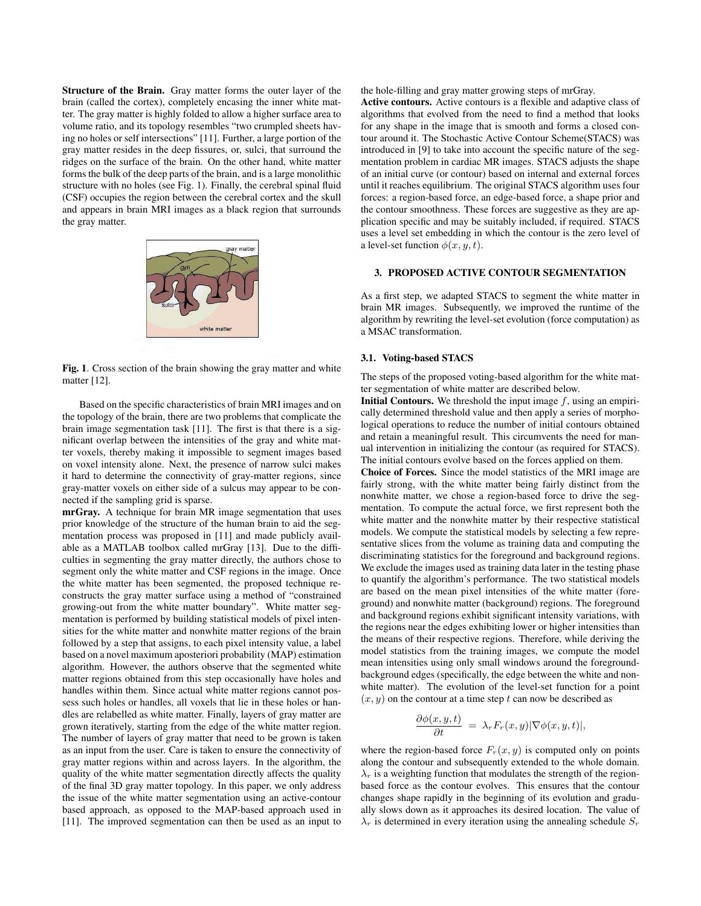**Structure of the Brain.** Gray matter forms the outer layer of the brain (called the cortex), completely encasing the inner white matter. The gray matter is highly folded to allow a higher surface area to volume ratio, and its topology resembles "two crumpled sheets having no holes or self intersections" [11]. Further, a large portion of the gray matter resides in the deep fissures, or, sulci, that surround the ridges on the surface of the brain. On the other hand, white matter forms the bulk of the deep parts of the brain, and is a large monolithic structure with no holes (see Fig. 1). Finally, the cerebral spinal fluid (CSF) occupies the region between the cerebral cortex and the skull and appears in brain MRI images as a black region that surrounds the gray matter.

**Fig. 1**. Cross section of the brain showing the gray matter and white matter [12].

Based on the specific characteristics of brain MRI images and on the topology of the brain, there are two problems that complicate the brain image segmentation task [11]. The first is that there is a significant overlap between the intensities of the gray and white matter voxels, thereby making it impossible to segment images based on voxel intensity alone. Next, the presence of narrow sulci makes it hard to determine the connectivity of gray-matter regions, since gray-matter voxels on either side of a sulcus may appear to be connected if the sampling grid is sparse.

**mrGray.** A technique for brain MR image segmentation that uses prior knowledge of the structure of the human brain to aid the segmentation process was proposed in [11] and made publicly available as a MATLAB toolbox called mrGray [13]. Due to the difficulties in segmenting the gray matter directly, the authors chose to segment only the white matter and CSF regions in the image. Once the white matter has been segmented, the proposed technique reconstructs the gray matter surface using a method of "constrained growing-out from the white matter boundary". White matter segmentation is performed by building statistical models of pixel intensities for the white matter and nonwhite matter regions of the brain followed by a step that assigns, to each pixel intensity value, a label based on a novel maximum aposteriori probability (MAP) estimation algorithm. However, the authors observe that the segmented white matter regions obtained from this step occasionally have holes and handles within them. Since actual white matter regions cannot possess such holes or handles, all voxels that lie in these holes or handles are relabelled as white matter. Finally, layers of gray matter are grown iteratively, starting from the edge of the white matter region. The number of layers of gray matter that need to be grown is taken as an input from the user. Care is taken to ensure the connectivity of gray matter regions within and across layers. In the algorithm, the quality of the white matter segmentation directly affects the quality of the final 3D gray matter topology. In this paper, we only address the issue of the white matter segmentation using an active-contour based approach, as opposed to the MAP-based approach used in [11]. The improved segmentation can then be used as an input to the hole-filling and gray matter growing steps of mrGray.

**Active contours.** Active contours is a flexible and adaptive class of algorithms that evolved from the need to find a method that looks for any shape in the image that is smooth and forms a closed contour around it. The Stochastic Active Contour Scheme(STACS) was introduced in [9] to take into account the specific nature of the segmentation problem in cardiac MR images. STACS adjusts the shape of an initial curve (or contour) based on internal and external forces until it reaches equilibrium. The original STACS algorithm uses four forces: a region-based force, an edge-based force, a shape prior and the contour smoothness. These forces are suggestive as they are application specific and may be suitably included, if required. STACS uses a level set embedding in which the contour is the zero level of a level-set function $\phi(x, y, t)$.

## 3. PROPOSED ACTIVE CONTOUR SEGMENTATION

As a first step, we adapted STACS to segment the white matter in brain MR images. Subsequently, we improved the runtime of the algorithm by rewriting the level-set evolution (force computation) as a MSAC transformation.

### 3.1. Voting-based STACS

The steps of the proposed voting-based algorithm for the white matter segmentation of white matter are described below.

**Initial Contours.** We threshold the input image $f$, using an empirically determined threshold value and then apply a series of morphological operations to reduce the number of initial contours obtained and retain a meaningful result. This circumvents the need for manual intervention in initializing the contour (as required for STACS). The initial contours evolve based on the forces applied on them.

**Choice of Forces.** Since the model statistics of the MRI image are fairly strong, with the white matter being fairly distinct from the nonwhite matter, we chose a region-based force to drive the segmentation. To compute the actual force, we first represent both the white matter and the nonwhite matter by their respective statistical models. We compute the statistical models by selecting a few representative slices from the volume as training data and computing the discriminating statistics for the foreground and background regions. We exclude the images used as training data later in the testing phase to quantify the algorithm's performance. The two statistical models are based on the mean pixel intensities of the white matter (foreground) and nonwhite matter (background) regions. The foreground and background regions exhibit significant intensity variations, with the regions near the edges exhibiting lower or higher intensities than the means of their respective regions. Therefore, while deriving the model statistics from the training images, we compute the model mean intensities using only small windows around the foreground-background edges (specifically, the edge between the white and nonwhite matter). The evolution of the level-set function for a point $(x, y)$ on the contour at a time step $t$ can now be described as

$$\frac{\partial \phi(x, y, t)}{\partial t} = \lambda_r F_r(x, y) |\nabla \phi(x, y, t)|,$$

where the region-based force $F_r(x, y)$ is computed only on points along the contour and subsequently extended to the whole domain. $\lambda_r$ is a weighting function that modulates the strength of the region-based force as the contour evolves. This ensures that the contour changes shape rapidly in the beginning of its evolution and gradually slows down as it approaches its desired location. The value of $\lambda_r$ is determined in every iteration using the annealing schedule $S_r$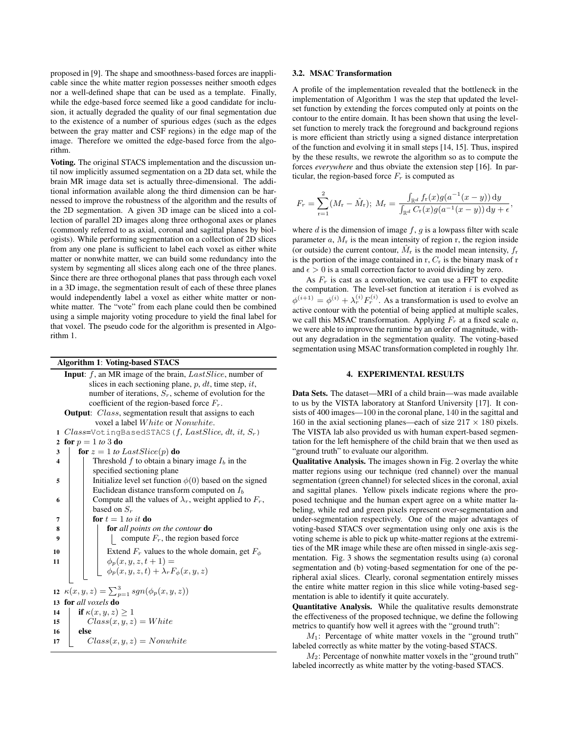proposed in [9]. The shape and smoothness-based forces are inapplicable since the white matter region possesses neither smooth edges nor a well-defined shape that can be used as a template. Finally, while the edge-based force seemed like a good candidate for inclusion, it actually degraded the quality of our final segmentation due to the existence of a number of spurious edges (such as the edges between the gray matter and CSF regions) in the edge map of the image. Therefore we omitted the edge-based force from the algorithm.

**Voting.** The original STACS implementation and the discussion until now implicitly assumed segmentation on a 2D data set, while the brain MR image data set is actually three-dimensional. The additional information available along the third dimension can be harnessed to improve the robustness of the algorithm and the results of the 2D segmentation. A given 3D image can be sliced into a collection of parallel 2D images along three orthogonal axes or planes (commonly referred to as axial, coronal and sagittal planes by biologists). While performing segmentation on a collection of 2D slices from any one plane is sufficient to label each voxel as either white matter or nonwhite matter, we can build some redundancy into the system by segmenting all slices along each one of the three planes. Since there are three orthogonal planes that pass through each voxel in a 3D image, the segmentation result of each of these three planes would independently label a voxel as either white matter or nonwhite matter. The "vote" from each plane could then be combined using a simple majority voting procedure to yield the final label for that voxel. The pseudo code for the algorithm is presented in Algorithm 1.

**Algorithm 1**: **Voting-based STACS**

**Input**: $f$, an MR image of the brain, $LastSlice$, number of slices in each sectioning plane, $p$, $dt$, time step, $it$, number of iterations, $S_r$, scheme of evolution for the coefficient of the region-based force $F_r$.

**Output**: $Class$, segmentation result that assigns to each voxel a label $White$ or $Nonwhite$.

```
1  Class=VotingBasedSTACS(f, LastSlice, dt, it, S_r)
2  for p = 1 to 3 do
3      for z = 1 to LastSlice(p) do
4          Threshold f to obtain a binary image I_b in the
           specified sectioning plane
5          Initialize level set function φ(0) based on the signed
           Euclidean distance transform computed on I_b
6          Compute all the values of λ_r, weight applied to F_r,
           based on S_r
7          for t = 1 to it do
8              for all points on the contour do
9                  compute F_r, the region based force
10             Extend F_r values to the whole domain, get F_φ
11             φ_p(x, y, z, t + 1) =
               φ_p(x, y, z, t) + λ_r F_φ(x, y, z)
12 κ(x, y, z) = Σ_{p=1}^{3} sgn(φ_p(x, y, z))
13 for all voxels do
14     if κ(x, y, z) ≥ 1
15         Class(x, y, z) = White
16     else
17         Class(x, y, z) = Nonwhite
```

### 3.2. MSAC Transformation

A profile of the implementation revealed that the bottleneck in the implementation of Algorithm 1 was the step that updated the level-set function by extending the forces computed only at points on the contour to the entire domain. It has been shown that using the level-set function to merely track the foreground and background regions is more efficient than strictly using a signed distance interpretation of the function and evolving it in small steps [14, 15]. Thus, inspired by the these results, we rewrote the algorithm so as to compute the forces *everywhere* and thus obviate the extension step [16]. In particular, the region-based force $F_r$ is computed as

$$F_r = \sum_{\mathrm{r}=1}^{2}(M_{\mathrm{r}} - \hat{M}_{\mathrm{r}});\ M_{\mathrm{r}} = \frac{\int_{\mathbb{R}^d} f_{\mathrm{r}}(x) g(a^{-1}(x-y))\,\mathrm{d}y}{\int_{\mathbb{R}^d} C_{\mathrm{r}}(x) g(a^{-1}(x-y))\,\mathrm{d}y + \epsilon},$$

where $d$ is the dimension of image $f$, $g$ is a lowpass filter with scale parameter $a$, $M_{\mathrm{r}}$ is the mean intensity of region r, the region inside (or outside) the current contour, $\hat{M}_{\mathrm{r}}$ is the model mean intensity, $f_{\mathrm{r}}$ is the portion of the image contained in r, $C_{\mathrm{r}}$ is the binary mask of r and $\epsilon > 0$ is a small correction factor to avoid dividing by zero.

As $F_r$ is cast as a convolution, we can use a FFT to expedite the computation. The level-set function at iteration $i$ is evolved as $\phi^{(i+1)} = \phi^{(i)} + \lambda_r^{(i)} F_r^{(i)}$. As a transformation is used to evolve an active contour with the potential of being applied at multiple scales, we call this MSAC transformation. Applying $F_r$ at a fixed scale $a$, we were able to improve the runtime by an order of magnitude, without any degradation in the segmentation quality. The voting-based segmentation using MSAC transformation completed in roughly 1hr.

## 4. EXPERIMENTAL RESULTS

**Data Sets.** The dataset—MRI of a child brain—was made available to us by the VISTA laboratory at Stanford University [17]. It consists of 400 images—100 in the coronal plane, 140 in the sagittal and 160 in the axial sectioning planes—each of size $217 \times 180$ pixels. The VISTA lab also provided us with human expert-based segmentation for the left hemisphere of the child brain that we then used as "ground truth" to evaluate our algorithm.

**Qualitative Analysis.** The images shown in Fig. 2 overlay the white matter regions using our technique (red channel) over the manual segmentation (green channel) for selected slices in the coronal, axial and sagittal planes. Yellow pixels indicate regions where the proposed technique and the human expert agree on a white matter labeling, while red and green pixels represent over-segmentation and under-segmentation respectively. One of the major advantages of voting-based STACS over segmentation using only one axis is the voting scheme is able to pick up white-matter regions at the extremities of the MR image while these are often missed in single-axis segmentation. Fig. 3 shows the segmentation results using (a) coronal segmentation and (b) voting-based segmentation for one of the peripheral axial slices. Clearly, coronal segmentation entirely misses the entire white matter region in this slice while voting-based segmentation is able to identify it quite accurately.

**Quantitative Analysis.** While the qualitative results demonstrate the effectiveness of the proposed technique, we define the following metrics to quantify how well it agrees with the "ground truth":

$M_1$: Percentage of white matter voxels in the "ground truth" labeled correctly as white matter by the voting-based STACS.

$M_2$: Percentage of nonwhite matter voxels in the "ground truth" labeled incorrectly as white matter by the voting-based STACS.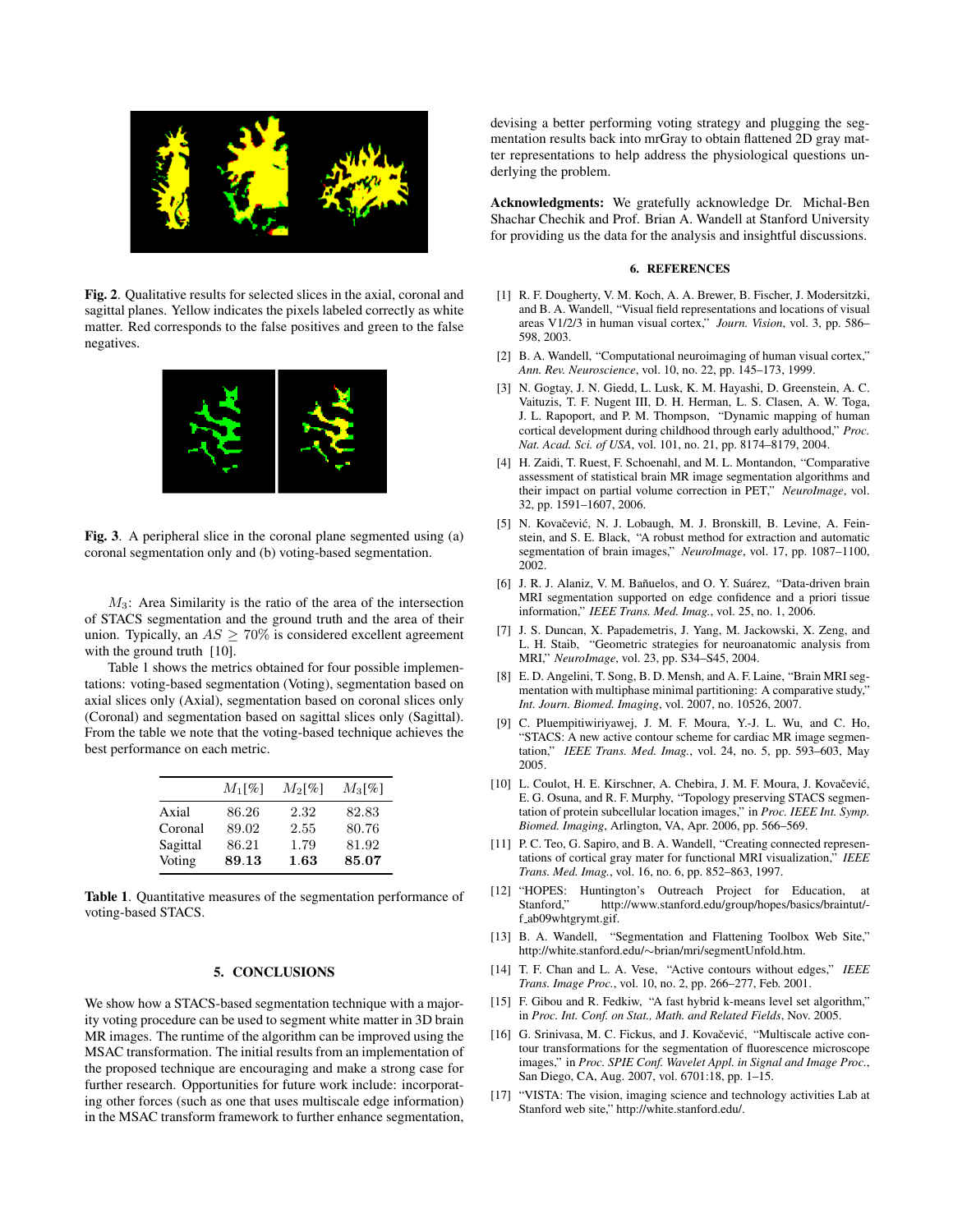**Fig. 2**. Qualitative results for selected slices in the axial, coronal and sagittal planes. Yellow indicates the pixels labeled correctly as white matter. Red corresponds to the false positives and green to the false negatives.

**Fig. 3**. A peripheral slice in the coronal plane segmented using (a) coronal segmentation only and (b) voting-based segmentation.

$M_3$: Area Similarity is the ratio of the area of the intersection of STACS segmentation and the ground truth and the area of their union. Typically, an $AS \geq 70\%$ is considered excellent agreement with the ground truth [10].

Table 1 shows the metrics obtained for four possible implementations: voting-based segmentation (Voting), segmentation based on axial slices only (Axial), segmentation based on coronal slices only (Coronal) and segmentation based on sagittal slices only (Sagittal). From the table we note that the voting-based technique achieves the best performance on each metric.

| | $M_1[\%]$ | $M_2[\%]$ | $M_3[\%]$ |
|---|---|---|---|
| Axial | 86.26 | 2.32 | 82.83 |
| Coronal | 89.02 | 2.55 | 80.76 |
| Sagittal | 86.21 | 1.79 | 81.92 |
| Voting | **89.13** | **1.63** | **85.07** |

**Table 1**. Quantitative measures of the segmentation performance of voting-based STACS.

## 5. CONCLUSIONS

We show how a STACS-based segmentation technique with a majority voting procedure can be used to segment white matter in 3D brain MR images. The runtime of the algorithm can be improved using the MSAC transformation. The initial results from an implementation of the proposed technique are encouraging and make a strong case for further research. Opportunities for future work include: incorporating other forces (such as one that uses multiscale edge information) in the MSAC transform framework to further enhance segmentation, devising a better performing voting strategy and plugging the segmentation results back into mrGray to obtain flattened 2D gray matter representations to help address the physiological questions underlying the problem.

**Acknowledgments:** We gratefully acknowledge Dr. Michal-Ben Shachar Chechik and Prof. Brian A. Wandell at Stanford University for providing us the data for the analysis and insightful discussions.

## 6. REFERENCES

[1] R. F. Dougherty, V. M. Koch, A. A. Brewer, B. Fischer, J. Modersitzki, and B. A. Wandell, "Visual field representations and locations of visual areas V1/2/3 in human visual cortex," *Journ. Vision*, vol. 3, pp. 586–598, 2003.

[2] B. A. Wandell, "Computational neuroimaging of human visual cortex," *Ann. Rev. Neuroscience*, vol. 10, no. 22, pp. 145–173, 1999.

[3] N. Gogtay, J. N. Giedd, L. Lusk, K. M. Hayashi, D. Greenstein, A. C. Vaituzis, T. F. Nugent III, D. H. Herman, L. S. Clasen, A. W. Toga, J. L. Rapoport, and P. M. Thompson, "Dynamic mapping of human cortical development during childhood through early adulthood," *Proc. Nat. Acad. Sci. of USA*, vol. 101, no. 21, pp. 8174–8179, 2004.

[4] H. Zaidi, T. Ruest, F. Schoenahl, and M. L. Montandon, "Comparative assessment of statistical brain MR image segmentation algorithms and their impact on partial volume correction in PET," *NeuroImage*, vol. 32, pp. 1591–1607, 2006.

[5] N. Kovačević, N. J. Lobaugh, M. J. Bronskill, B. Levine, A. Feinstein, and S. E. Black, "A robust method for extraction and automatic segmentation of brain images," *NeuroImage*, vol. 17, pp. 1087–1100, 2002.

[6] J. R. J. Alaniz, V. M. Bañuelos, and O. Y. Suárez, "Data-driven brain MRI segmentation supported on edge confidence and a priori tissue information," *IEEE Trans. Med. Imag.*, vol. 25, no. 1, 2006.

[7] J. S. Duncan, X. Papademetris, J. Yang, M. Jackowski, X. Zeng, and L. H. Staib, "Geometric strategies for neuroanatomic analysis from MRI," *NeuroImage*, vol. 23, pp. S34–S45, 2004.

[8] E. D. Angelini, T. Song, B. D. Mensh, and A. F. Laine, "Brain MRI segmentation with multiphase minimal partitioning: A comparative study," *Int. Journ. Biomed. Imaging*, vol. 2007, no. 10526, 2007.

[9] C. Pluempitiwiriyawej, J. M. F. Moura, Y.-J. L. Wu, and C. Ho, "STACS: A new active contour scheme for cardiac MR image segmentation," *IEEE Trans. Med. Imag.*, vol. 24, no. 5, pp. 593–603, May 2005.

[10] L. Coulot, H. E. Kirschner, A. Chebira, J. M. F. Moura, J. Kovačević, E. G. Osuna, and R. F. Murphy, "Topology preserving STACS segmentation of protein subcellular location images," in *Proc. IEEE Int. Symp. Biomed. Imaging*, Arlington, VA, Apr. 2006, pp. 566–569.

[11] P. C. Teo, G. Sapiro, and B. A. Wandell, "Creating connected representations of cortical gray mater for functional MRI visualization," *IEEE Trans. Med. Imag.*, vol. 16, no. 6, pp. 852–863, 1997.

[12] "HOPES: Huntington's Outreach Project for Education, at Stanford," http://www.stanford.edu/group/hopes/basics/braintut/f_ab09whtgrymt.gif.

[13] B. A. Wandell, "Segmentation and Flattening Toolbox Web Site," http://white.stanford.edu/∼brian/mri/segmentUnfold.htm.

[14] T. F. Chan and L. A. Vese, "Active contours without edges," *IEEE Trans. Image Proc.*, vol. 10, no. 2, pp. 266–277, Feb. 2001.

[15] F. Gibou and R. Fedkiw, "A fast hybrid k-means level set algorithm," in *Proc. Int. Conf. on Stat., Math. and Related Fields*, Nov. 2005.

[16] G. Srinivasa, M. C. Fickus, and J. Kovačević, "Multiscale active contour transformations for the segmentation of fluorescence microscope images," in *Proc. SPIE Conf. Wavelet Appl. in Signal and Image Proc.*, San Diego, CA, Aug. 2007, vol. 6701:18, pp. 1–15.

[17] "VISTA: The vision, imaging science and technology activities Lab at Stanford web site," http://white.stanford.edu/.